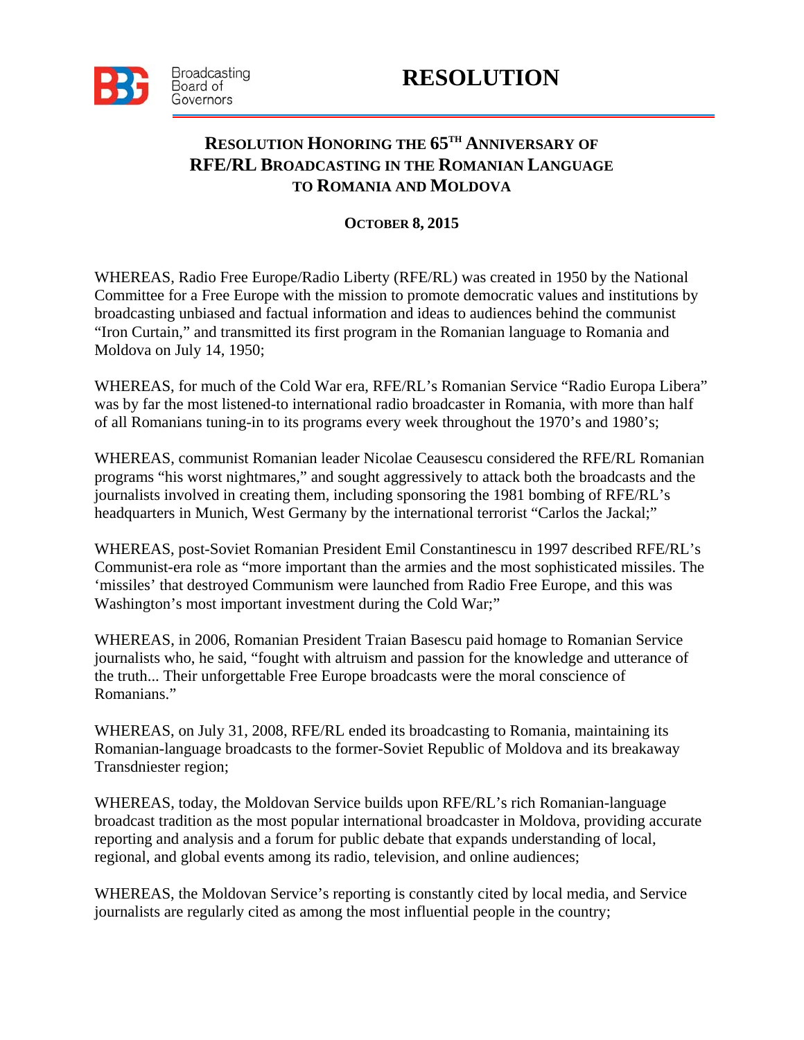Broadcasting Board of Governors

# RESOLUTION

## Resolution Honoring the 65th Anniversary of RFE/RL Broadcasting in the Romanian Language to Romania and Moldova

**October 8, 2015**

WHEREAS, Radio Free Europe/Radio Liberty (RFE/RL) was created in 1950 by the National Committee for a Free Europe with the mission to promote democratic values and institutions by broadcasting unbiased and factual information and ideas to audiences behind the communist "Iron Curtain," and transmitted its first program in the Romanian language to Romania and Moldova on July 14, 1950;

WHEREAS, for much of the Cold War era, RFE/RL's Romanian Service "Radio Europa Libera" was by far the most listened-to international radio broadcaster in Romania, with more than half of all Romanians tuning-in to its programs every week throughout the 1970's and 1980's;

WHEREAS, communist Romanian leader Nicolae Ceausescu considered the RFE/RL Romanian programs "his worst nightmares," and sought aggressively to attack both the broadcasts and the journalists involved in creating them, including sponsoring the 1981 bombing of RFE/RL's headquarters in Munich, West Germany by the international terrorist "Carlos the Jackal;"

WHEREAS, post-Soviet Romanian President Emil Constantinescu in 1997 described RFE/RL's Communist-era role as "more important than the armies and the most sophisticated missiles. The 'missiles' that destroyed Communism were launched from Radio Free Europe, and this was Washington's most important investment during the Cold War;"

WHEREAS, in 2006, Romanian President Traian Basescu paid homage to Romanian Service journalists who, he said, "fought with altruism and passion for the knowledge and utterance of the truth... Their unforgettable Free Europe broadcasts were the moral conscience of Romanians."

WHEREAS, on July 31, 2008, RFE/RL ended its broadcasting to Romania, maintaining its Romanian-language broadcasts to the former-Soviet Republic of Moldova and its breakaway Transdniester region;

WHEREAS, today, the Moldovan Service builds upon RFE/RL's rich Romanian-language broadcast tradition as the most popular international broadcaster in Moldova, providing accurate reporting and analysis and a forum for public debate that expands understanding of local, regional, and global events among its radio, television, and online audiences;

WHEREAS, the Moldovan Service's reporting is constantly cited by local media, and Service journalists are regularly cited as among the most influential people in the country;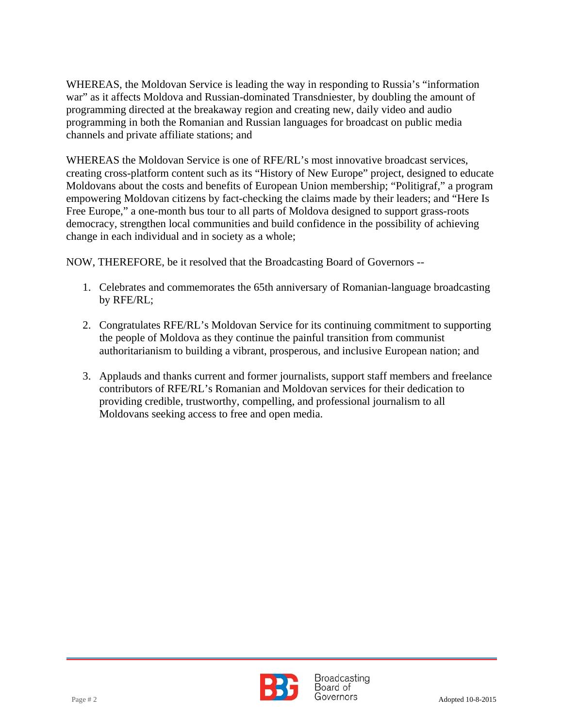WHEREAS, the Moldovan Service is leading the way in responding to Russia's "information war" as it affects Moldova and Russian-dominated Transdniester, by doubling the amount of programming directed at the breakaway region and creating new, daily video and audio programming in both the Romanian and Russian languages for broadcast on public media channels and private affiliate stations; and

WHEREAS the Moldovan Service is one of RFE/RL's most innovative broadcast services, creating cross-platform content such as its "History of New Europe" project, designed to educate Moldovans about the costs and benefits of European Union membership; "Politigraf," a program empowering Moldovan citizens by fact-checking the claims made by their leaders; and "Here Is Free Europe," a one-month bus tour to all parts of Moldova designed to support grass-roots democracy, strengthen local communities and build confidence in the possibility of achieving change in each individual and in society as a whole;

NOW, THEREFORE, be it resolved that the Broadcasting Board of Governors --

1. Celebrates and commemorates the 65th anniversary of Romanian-language broadcasting by RFE/RL;

2. Congratulates RFE/RL's Moldovan Service for its continuing commitment to supporting the people of Moldova as they continue the painful transition from communist authoritarianism to building a vibrant, prosperous, and inclusive European nation; and

3. Applauds and thanks current and former journalists, support staff members and freelance contributors of RFE/RL's Romanian and Moldovan services for their dedication to providing credible, trustworthy, compelling, and professional journalism to all Moldovans seeking access to free and open media.

Adopted 10-8-2015